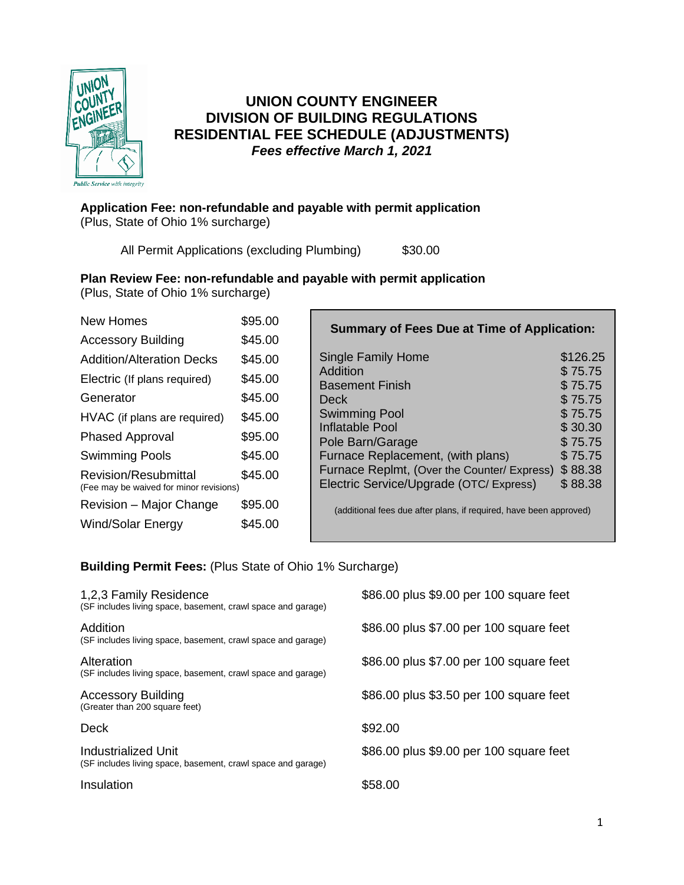# UNION COUNTY ENGINEER
# DIVISION OF BUILDING REGULATIONS
# RESIDENTIAL FEE SCHEDULE (ADJUSTMENTS)
***Fees effective March 1, 2021***

**Application Fee: non-refundable and payable with permit application**
(Plus, State of Ohio 1% surcharge)

| | |
|---|---|
| All Permit Applications (excluding Plumbing) | $30.00 |

**Plan Review Fee: non-refundable and payable with permit application**
(Plus, State of Ohio 1% surcharge)

| | |
|---|---|
| New Homes | $95.00 |
| Accessory Building | $45.00 |
| Addition/Alteration Decks | $45.00 |
| Electric (If plans required) | $45.00 |
| Generator | $45.00 |
| HVAC (if plans are required) | $45.00 |
| Phased Approval | $95.00 |
| Swimming Pools | $45.00 |
| Revision/Resubmittal (Fee may be waived for minor revisions) | $45.00 |
| Revision – Major Change | $95.00 |
| Wind/Solar Energy | $45.00 |

**Summary of Fees Due at Time of Application:**

| | |
|---|---|
| Single Family Home | $126.25 |
| Addition | $ 75.75 |
| Basement Finish | $ 75.75 |
| Deck | $ 75.75 |
| Swimming Pool | $ 75.75 |
| Inflatable Pool | $ 30.30 |
| Pole Barn/Garage | $ 75.75 |
| Furnace Replacement, (with plans) | $ 75.75 |
| Furnace Replmt, (Over the Counter/ Express) | $ 88.38 |
| Electric Service/Upgrade (OTC/ Express) | $ 88.38 |

(additional fees due after plans, if required, have been approved)

**Building Permit Fees:** (Plus State of Ohio 1% Surcharge)

| | |
|---|---|
| 1,2,3 Family Residence (SF includes living space, basement, crawl space and garage) | $86.00 plus $9.00 per 100 square feet |
| Addition (SF includes living space, basement, crawl space and garage) | $86.00 plus $7.00 per 100 square feet |
| Alteration (SF includes living space, basement, crawl space and garage) | $86.00 plus $7.00 per 100 square feet |
| Accessory Building (Greater than 200 square feet) | $86.00 plus $3.50 per 100 square feet |
| Deck | $92.00 |
| Industrialized Unit (SF includes living space, basement, crawl space and garage) | $86.00 plus $9.00 per 100 square feet |
| Insulation | $58.00 |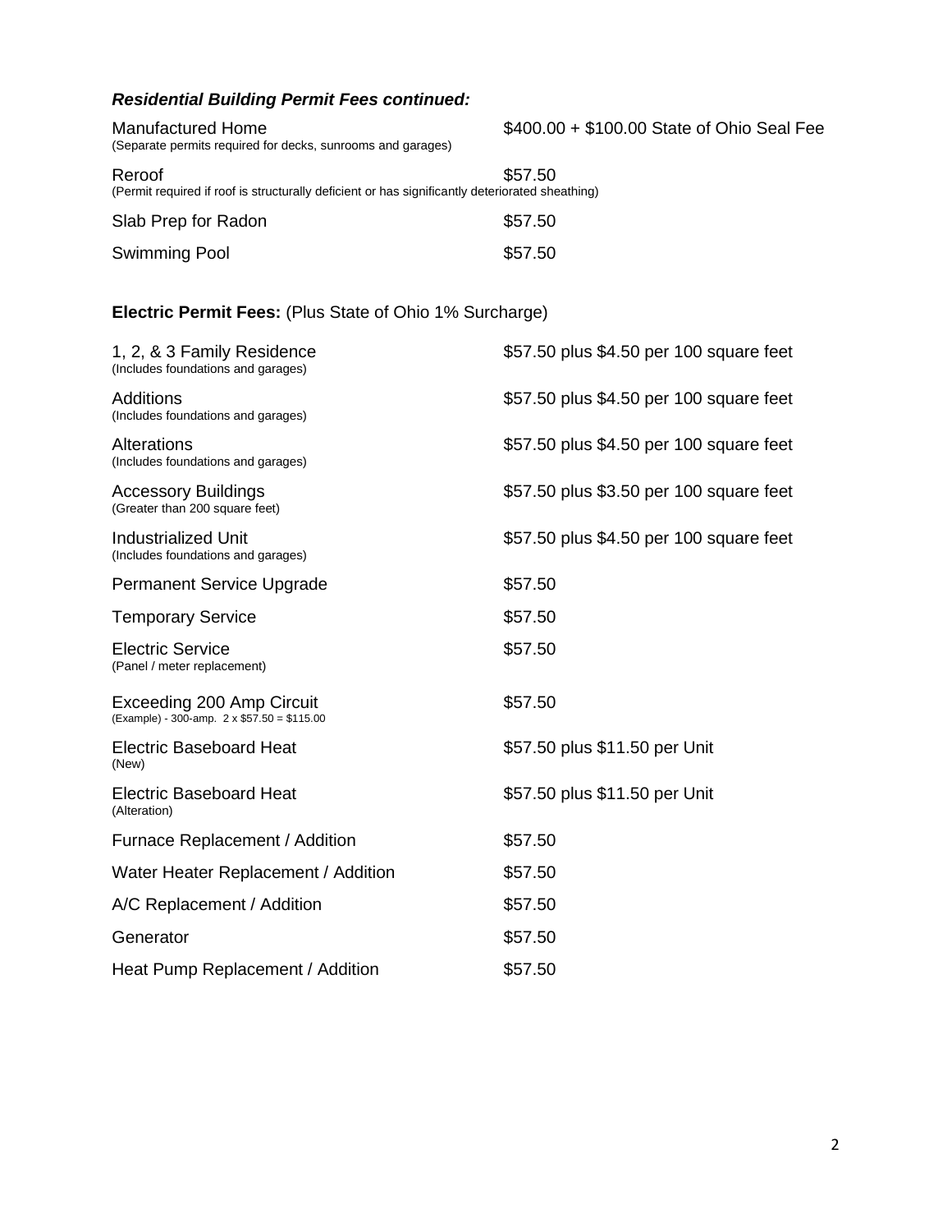***Residential Building Permit Fees continued:***

| | |
|---|---|
| Manufactured Home<br>(Separate permits required for decks, sunrooms and garages) | $400.00 + $100.00 State of Ohio Seal Fee |
| Reroof<br>(Permit required if roof is structurally deficient or has significantly deteriorated sheathing) | $57.50 |
| Slab Prep for Radon | $57.50 |
| Swimming Pool | $57.50 |

**Electric Permit Fees:** (Plus State of Ohio 1% Surcharge)

| | |
|---|---|
| 1, 2, & 3 Family Residence<br>(Includes foundations and garages) | $57.50 plus $4.50 per 100 square feet |
| Additions<br>(Includes foundations and garages) | $57.50 plus $4.50 per 100 square feet |
| Alterations<br>(Includes foundations and garages) | $57.50 plus $4.50 per 100 square feet |
| Accessory Buildings<br>(Greater than 200 square feet) | $57.50 plus $3.50 per 100 square feet |
| Industrialized Unit<br>(Includes foundations and garages) | $57.50 plus $4.50 per 100 square feet |
| Permanent Service Upgrade | $57.50 |
| Temporary Service | $57.50 |
| Electric Service<br>(Panel / meter replacement) | $57.50 |
| Exceeding 200 Amp Circuit<br>(Example) - 300-amp. 2 x $57.50 = $115.00 | $57.50 |
| Electric Baseboard Heat<br>(New) | $57.50 plus $11.50 per Unit |
| Electric Baseboard Heat<br>(Alteration) | $57.50 plus $11.50 per Unit |
| Furnace Replacement / Addition | $57.50 |
| Water Heater Replacement / Addition | $57.50 |
| A/C Replacement / Addition | $57.50 |
| Generator | $57.50 |
| Heat Pump Replacement / Addition | $57.50 |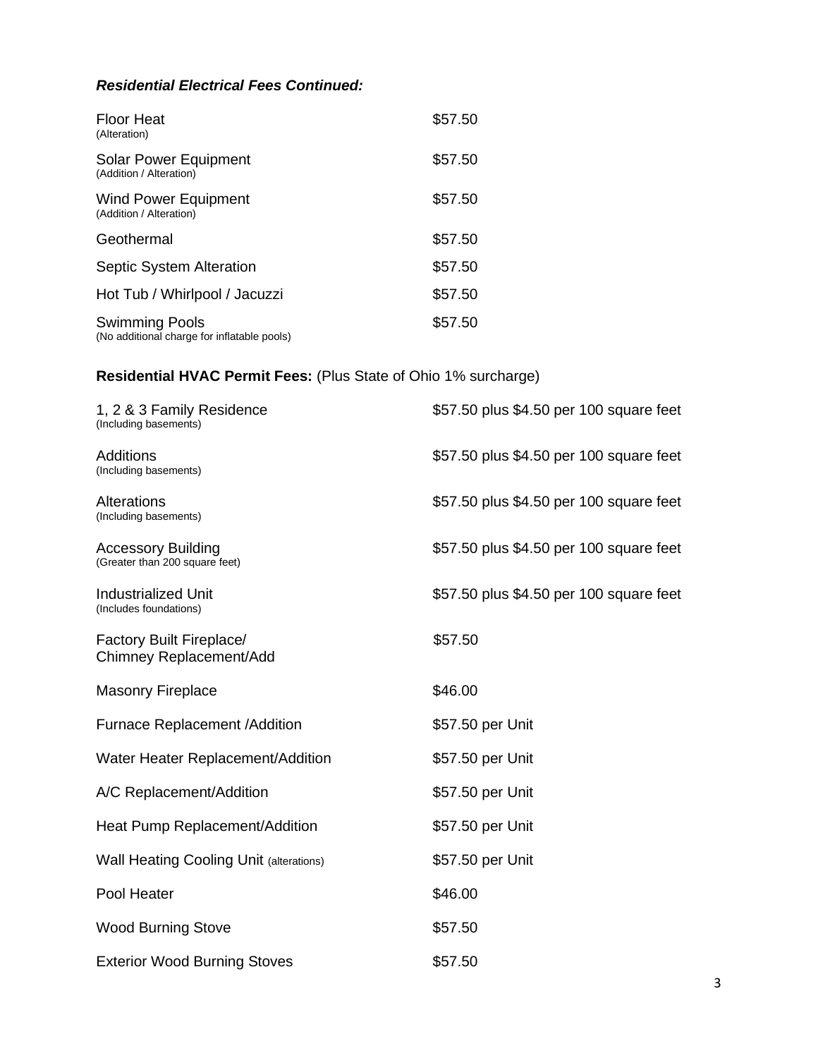### ***Residential Electrical Fees Continued:***

| | |
|---|---|
| Floor Heat (Alteration) | $57.50 |
| Solar Power Equipment (Addition / Alteration) | $57.50 |
| Wind Power Equipment (Addition / Alteration) | $57.50 |
| Geothermal | $57.50 |
| Septic System Alteration | $57.50 |
| Hot Tub / Whirlpool / Jacuzzi | $57.50 |
| Swimming Pools (No additional charge for inflatable pools) | $57.50 |

### **Residential HVAC Permit Fees:** (Plus State of Ohio 1% surcharge)

| | |
|---|---|
| 1, 2 & 3 Family Residence (Including basements) | $57.50 plus $4.50 per 100 square feet |
| Additions (Including basements) | $57.50 plus $4.50 per 100 square feet |
| Alterations (Including basements) | $57.50 plus $4.50 per 100 square feet |
| Accessory Building (Greater than 200 square feet) | $57.50 plus $4.50 per 100 square feet |
| Industrialized Unit (Includes foundations) | $57.50 plus $4.50 per 100 square feet |
| Factory Built Fireplace/ Chimney Replacement/Add | $57.50 |
| Masonry Fireplace | $46.00 |
| Furnace Replacement /Addition | $57.50 per Unit |
| Water Heater Replacement/Addition | $57.50 per Unit |
| A/C Replacement/Addition | $57.50 per Unit |
| Heat Pump Replacement/Addition | $57.50 per Unit |
| Wall Heating Cooling Unit (alterations) | $57.50 per Unit |
| Pool Heater | $46.00 |
| Wood Burning Stove | $57.50 |
| Exterior Wood Burning Stoves | $57.50 |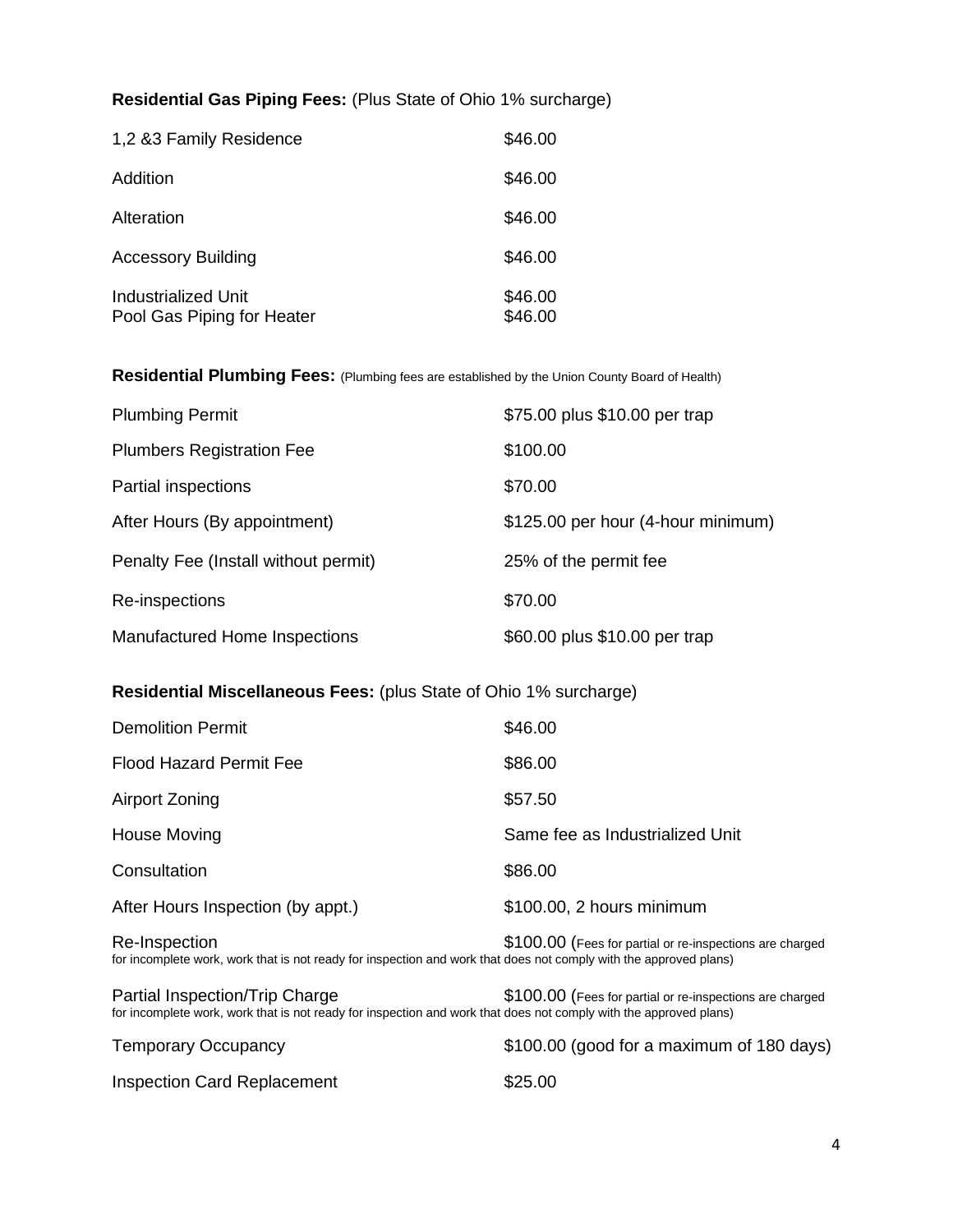**Residential Gas Piping Fees:** (Plus State of Ohio 1% surcharge)

| | |
|---|---|
| 1,2 &3 Family Residence | $46.00 |
| Addition | $46.00 |
| Alteration | $46.00 |
| Accessory Building | $46.00 |
| Industrialized Unit | $46.00 |
| Pool Gas Piping for Heater | $46.00 |

**Residential Plumbing Fees:** (Plumbing fees are established by the Union County Board of Health)

| | |
|---|---|
| Plumbing Permit | $75.00 plus $10.00 per trap |
| Plumbers Registration Fee | $100.00 |
| Partial inspections | $70.00 |
| After Hours (By appointment) | $125.00 per hour (4-hour minimum) |
| Penalty Fee (Install without permit) | 25% of the permit fee |
| Re-inspections | $70.00 |
| Manufactured Home Inspections | $60.00 plus $10.00 per trap |

**Residential Miscellaneous Fees:** (plus State of Ohio 1% surcharge)

| | |
|---|---|
| Demolition Permit | $46.00 |
| Flood Hazard Permit Fee | $86.00 |
| Airport Zoning | $57.50 |
| House Moving | Same fee as Industrialized Unit |
| Consultation | $86.00 |
| After Hours Inspection (by appt.) | $100.00, 2 hours minimum |
| Re-Inspection | $100.00 (Fees for partial or re-inspections are charged for incomplete work, work that is not ready for inspection and work that does not comply with the approved plans) |
| Partial Inspection/Trip Charge | $100.00 (Fees for partial or re-inspections are charged for incomplete work, work that is not ready for inspection and work that does not comply with the approved plans) |
| Temporary Occupancy | $100.00 (good for a maximum of 180 days) |
| Inspection Card Replacement | $25.00 |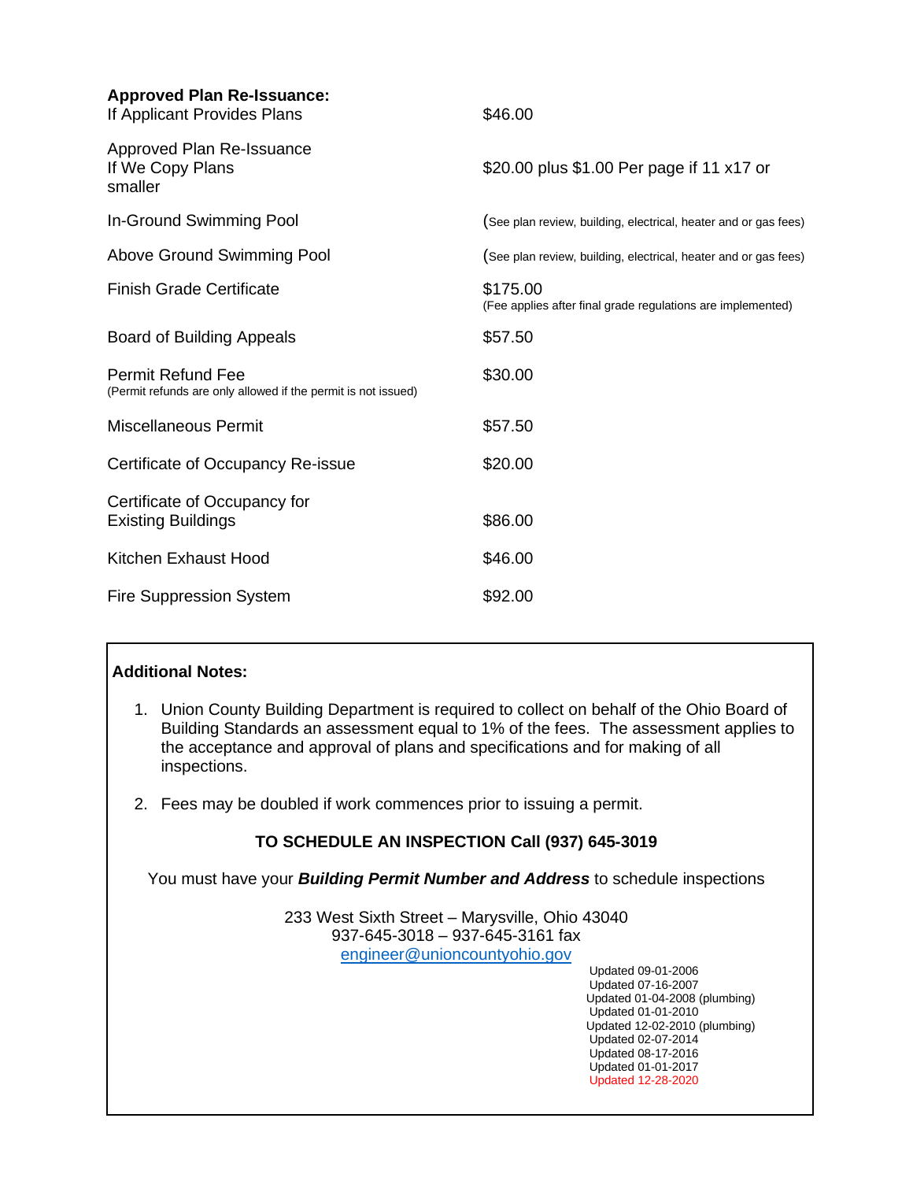| | |
|---|---|
| **Approved Plan Re-Issuance:** If Applicant Provides Plans | $46.00 |
| Approved Plan Re-Issuance If We Copy Plans smaller | $20.00 plus $1.00 Per page if 11 x17 or |
| In-Ground Swimming Pool | (See plan review, building, electrical, heater and or gas fees) |
| Above Ground Swimming Pool | (See plan review, building, electrical, heater and or gas fees) |
| Finish Grade Certificate | $175.00 (Fee applies after final grade regulations are implemented) |
| Board of Building Appeals | $57.50 |
| Permit Refund Fee (Permit refunds are only allowed if the permit is not issued) | $30.00 |
| Miscellaneous Permit | $57.50 |
| Certificate of Occupancy Re-issue | $20.00 |
| Certificate of Occupancy for Existing Buildings | $86.00 |
| Kitchen Exhaust Hood | $46.00 |
| Fire Suppression System | $92.00 |

**Additional Notes:**

1. Union County Building Department is required to collect on behalf of the Ohio Board of Building Standards an assessment equal to 1% of the fees. The assessment applies to the acceptance and approval of plans and specifications and for making of all inspections.

2. Fees may be doubled if work commences prior to issuing a permit.

**TO SCHEDULE AN INSPECTION Call (937) 645-3019**

You must have your ***Building Permit Number and Address*** to schedule inspections

233 West Sixth Street – Marysville, Ohio 43040
937-645-3018 – 937-645-3161 fax
engineer@unioncountyohio.gov

Updated 09-01-2006
Updated 07-16-2007
Updated 01-04-2008 (plumbing)
Updated 01-01-2010
Updated 12-02-2010 (plumbing)
Updated 02-07-2014
Updated 08-17-2016
Updated 01-01-2017
Updated 12-28-2020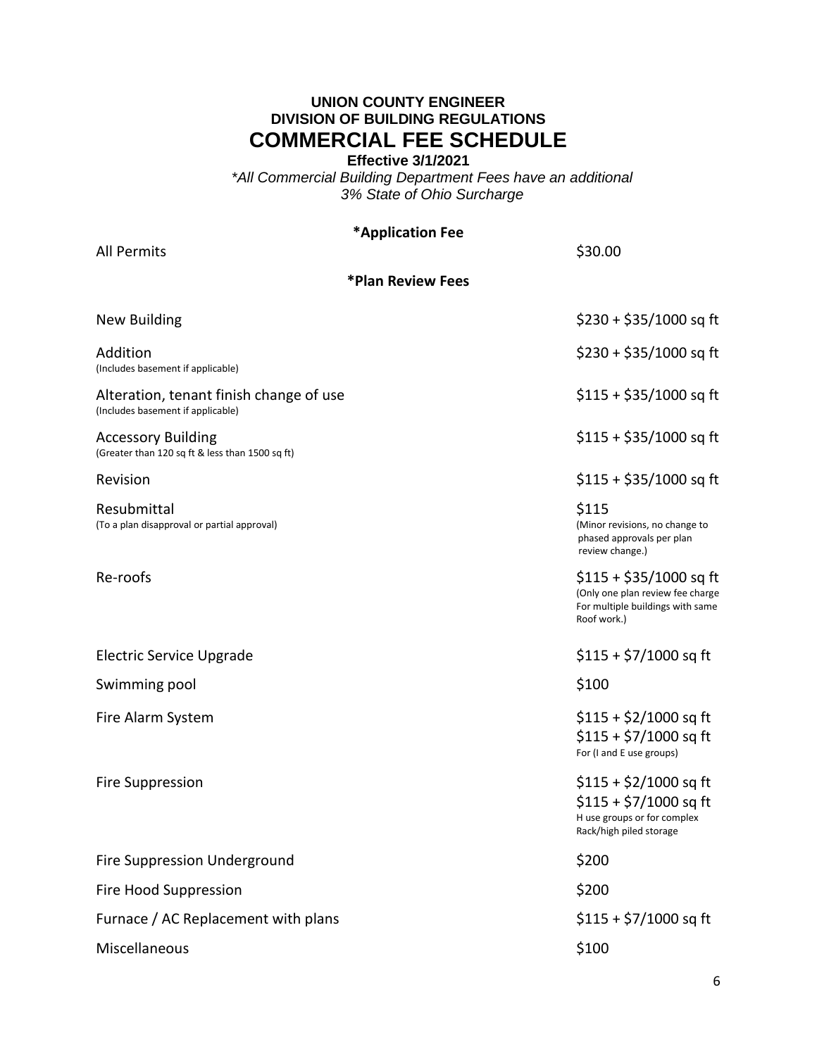# UNION COUNTY ENGINEER
## DIVISION OF BUILDING REGULATIONS
# COMMERCIAL FEE SCHEDULE

**Effective 3/1/2021**

*\*All Commercial Building Department Fees have an additional 3% State of Ohio Surcharge*

### *Application Fee

| | |
|---|---|
| All Permits | $30.00 |

### *Plan Review Fees

| | |
|---|---|
| New Building | $230 + $35/1000 sq ft |
| Addition (Includes basement if applicable) | $230 + $35/1000 sq ft |
| Alteration, tenant finish change of use (Includes basement if applicable) | $115 + $35/1000 sq ft |
| Accessory Building (Greater than 120 sq ft & less than 1500 sq ft) | $115 + $35/1000 sq ft |
| Revision | $115 + $35/1000 sq ft |
| Resubmittal (To a plan disapproval or partial approval) | $115 (Minor revisions, no change to phased approvals per plan review change.) |
| Re-roofs | $115 + $35/1000 sq ft (Only one plan review fee charge For multiple buildings with same Roof work.) |
| Electric Service Upgrade | $115 + $7/1000 sq ft |
| Swimming pool | $100 |
| Fire Alarm System | $115 + $2/1000 sq ft<br>$115 + $7/1000 sq ft For (I and E use groups) |
| Fire Suppression | $115 + $2/1000 sq ft<br>$115 + $7/1000 sq ft H use groups or for complex Rack/high piled storage |
| Fire Suppression Underground | $200 |
| Fire Hood Suppression | $200 |
| Furnace / AC Replacement with plans | $115 + $7/1000 sq ft |
| Miscellaneous | $100 |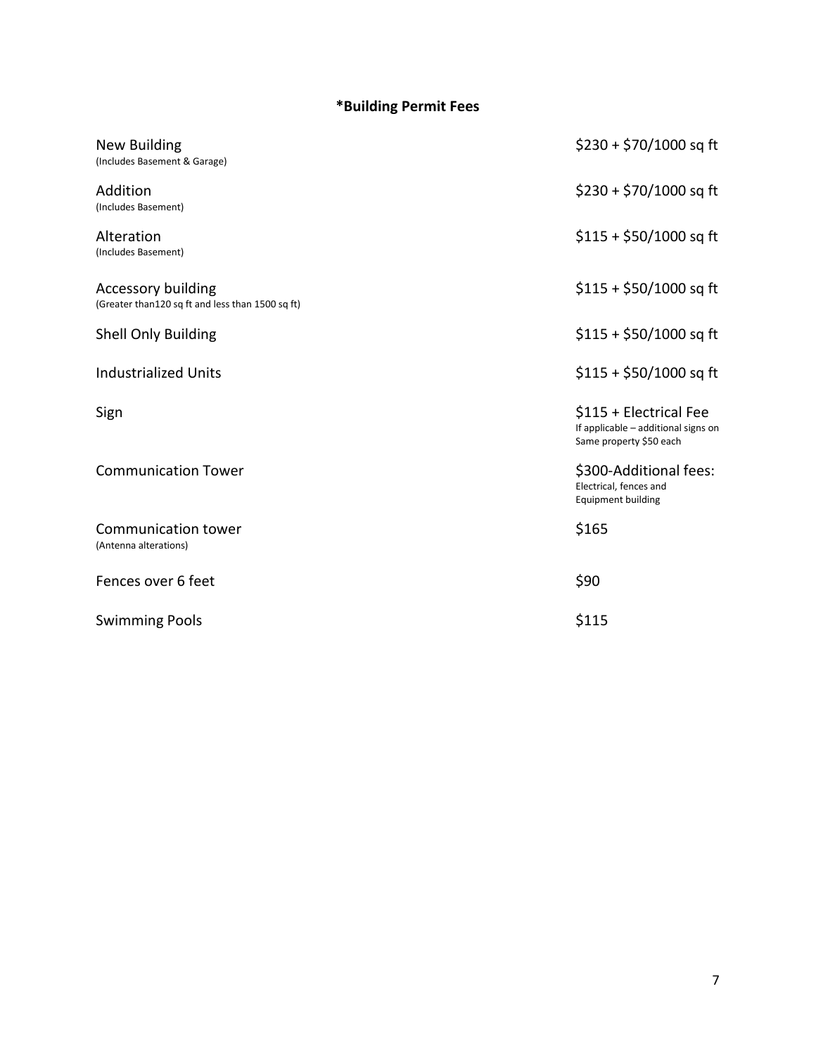## *Building Permit Fees

| Item | Fee |
| --- | --- |
| New Building<br>(Includes Basement & Garage) | $230 + $70/1000 sq ft |
| Addition<br>(Includes Basement) | $230 + $70/1000 sq ft |
| Alteration<br>(Includes Basement) | $115 + $50/1000 sq ft |
| Accessory building<br>(Greater than120 sq ft and less than 1500 sq ft) | $115 + $50/1000 sq ft |
| Shell Only Building | $115 + $50/1000 sq ft |
| Industrialized Units | $115 + $50/1000 sq ft |
| Sign | $115 + Electrical Fee<br>If applicable – additional signs on Same property $50 each |
| Communication Tower | $300-Additional fees:<br>Electrical, fences and Equipment building |
| Communication tower<br>(Antenna alterations) | $165 |
| Fences over 6 feet | $90 |
| Swimming Pools | $115 |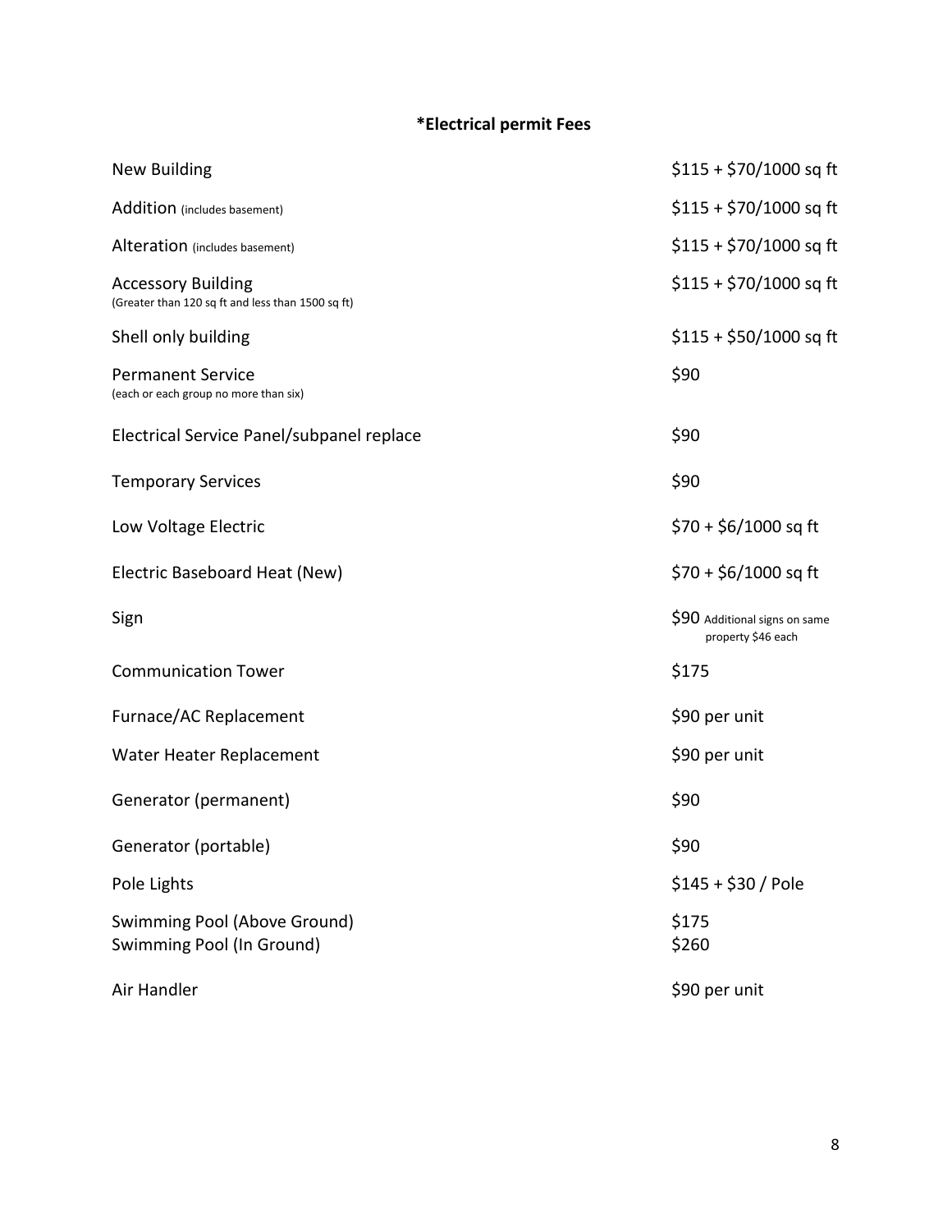## *Electrical permit Fees

| | |
|---|---|
| New Building | $115 + $70/1000 sq ft |
| Addition (includes basement) | $115 + $70/1000 sq ft |
| Alteration (includes basement) | $115 + $70/1000 sq ft |
| Accessory Building (Greater than 120 sq ft and less than 1500 sq ft) | $115 + $70/1000 sq ft |
| Shell only building | $115 + $50/1000 sq ft |
| Permanent Service (each or each group no more than six) | $90 |
| Electrical Service Panel/subpanel replace | $90 |
| Temporary Services | $90 |
| Low Voltage Electric | $70 + $6/1000 sq ft |
| Electric Baseboard Heat (New) | $70 + $6/1000 sq ft |
| Sign | $90 Additional signs on same property $46 each |
| Communication Tower | $175 |
| Furnace/AC Replacement | $90 per unit |
| Water Heater Replacement | $90 per unit |
| Generator (permanent) | $90 |
| Generator (portable) | $90 |
| Pole Lights | $145 + $30 / Pole |
| Swimming Pool (Above Ground) | $175 |
| Swimming Pool (In Ground) | $260 |
| Air Handler | $90 per unit |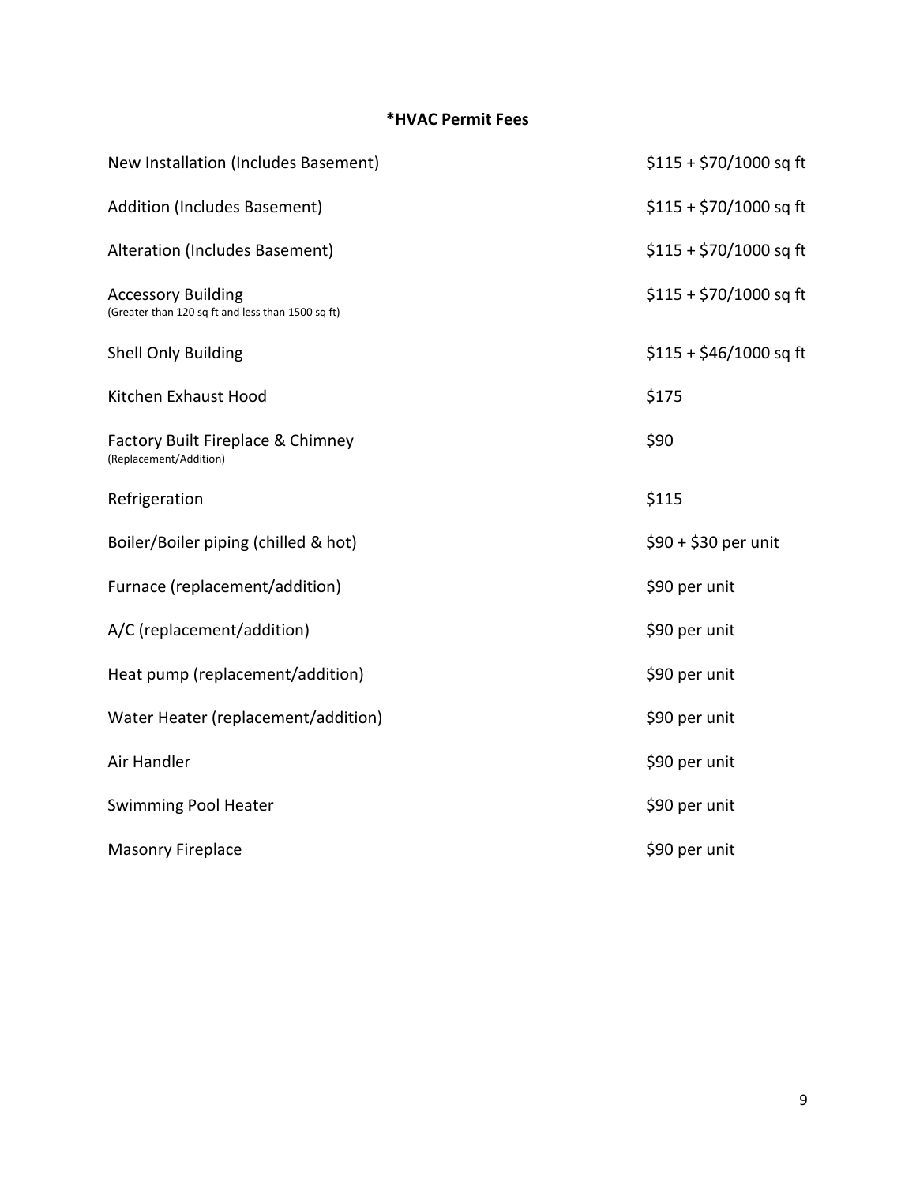## *HVAC Permit Fees

| | |
|---|---|
| New Installation (Includes Basement) | $115 + $70/1000 sq ft |
| Addition (Includes Basement) | $115 + $70/1000 sq ft |
| Alteration (Includes Basement) | $115 + $70/1000 sq ft |
| Accessory Building (Greater than 120 sq ft and less than 1500 sq ft) | $115 + $70/1000 sq ft |
| Shell Only Building | $115 + $46/1000 sq ft |
| Kitchen Exhaust Hood | $175 |
| Factory Built Fireplace & Chimney (Replacement/Addition) | $90 |
| Refrigeration | $115 |
| Boiler/Boiler piping (chilled & hot) | $90 + $30 per unit |
| Furnace (replacement/addition) | $90 per unit |
| A/C (replacement/addition) | $90 per unit |
| Heat pump (replacement/addition) | $90 per unit |
| Water Heater (replacement/addition) | $90 per unit |
| Air Handler | $90 per unit |
| Swimming Pool Heater | $90 per unit |
| Masonry Fireplace | $90 per unit |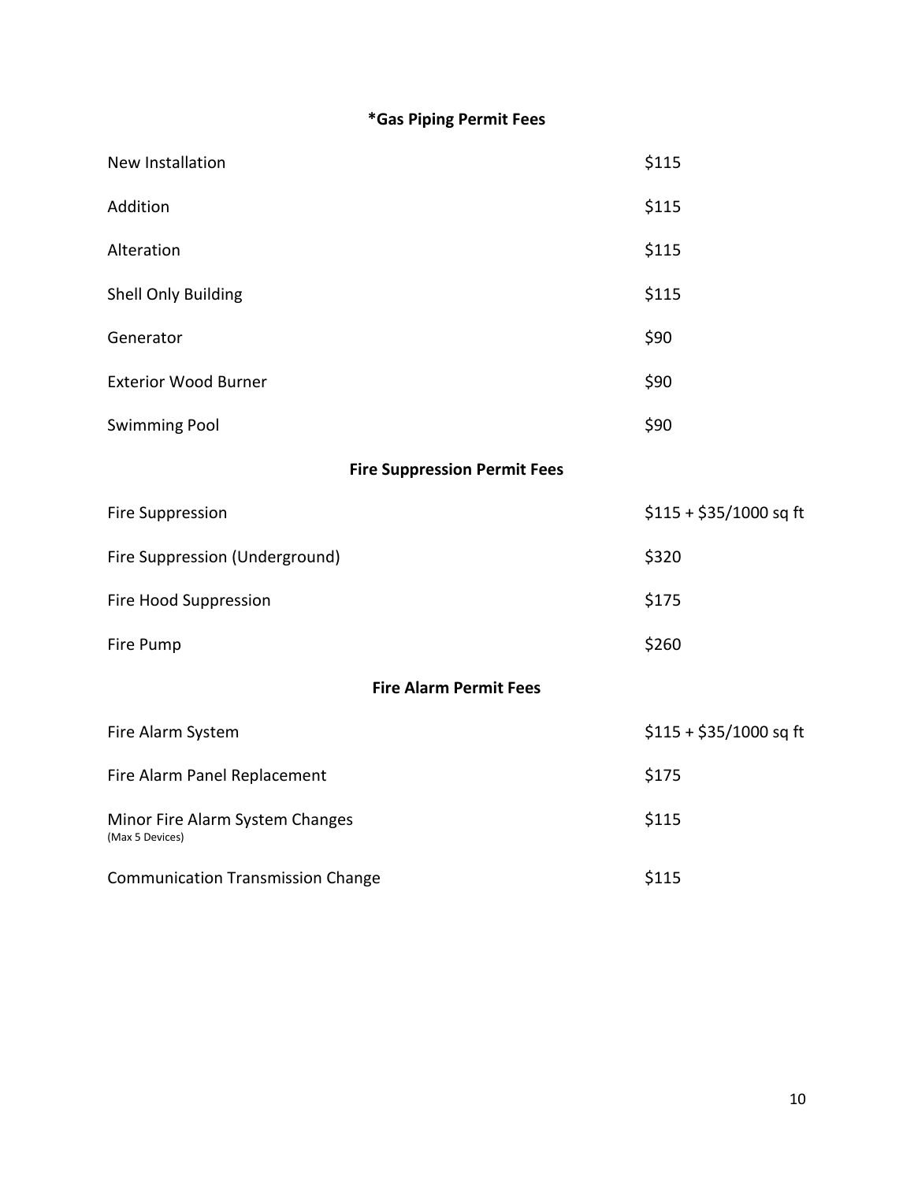## *Gas Piping Permit Fees

| | |
|---|---|
| New Installation | $115 |
| Addition | $115 |
| Alteration | $115 |
| Shell Only Building | $115 |
| Generator | $90 |
| Exterior Wood Burner | $90 |
| Swimming Pool | $90 |

## Fire Suppression Permit Fees

| | |
|---|---|
| Fire Suppression | $115 + $35/1000 sq ft |
| Fire Suppression (Underground) | $320 |
| Fire Hood Suppression | $175 |
| Fire Pump | $260 |

## Fire Alarm Permit Fees

| | |
|---|---|
| Fire Alarm System | $115 + $35/1000 sq ft |
| Fire Alarm Panel Replacement | $175 |
| Minor Fire Alarm System Changes (Max 5 Devices) | $115 |
| Communication Transmission Change | $115 |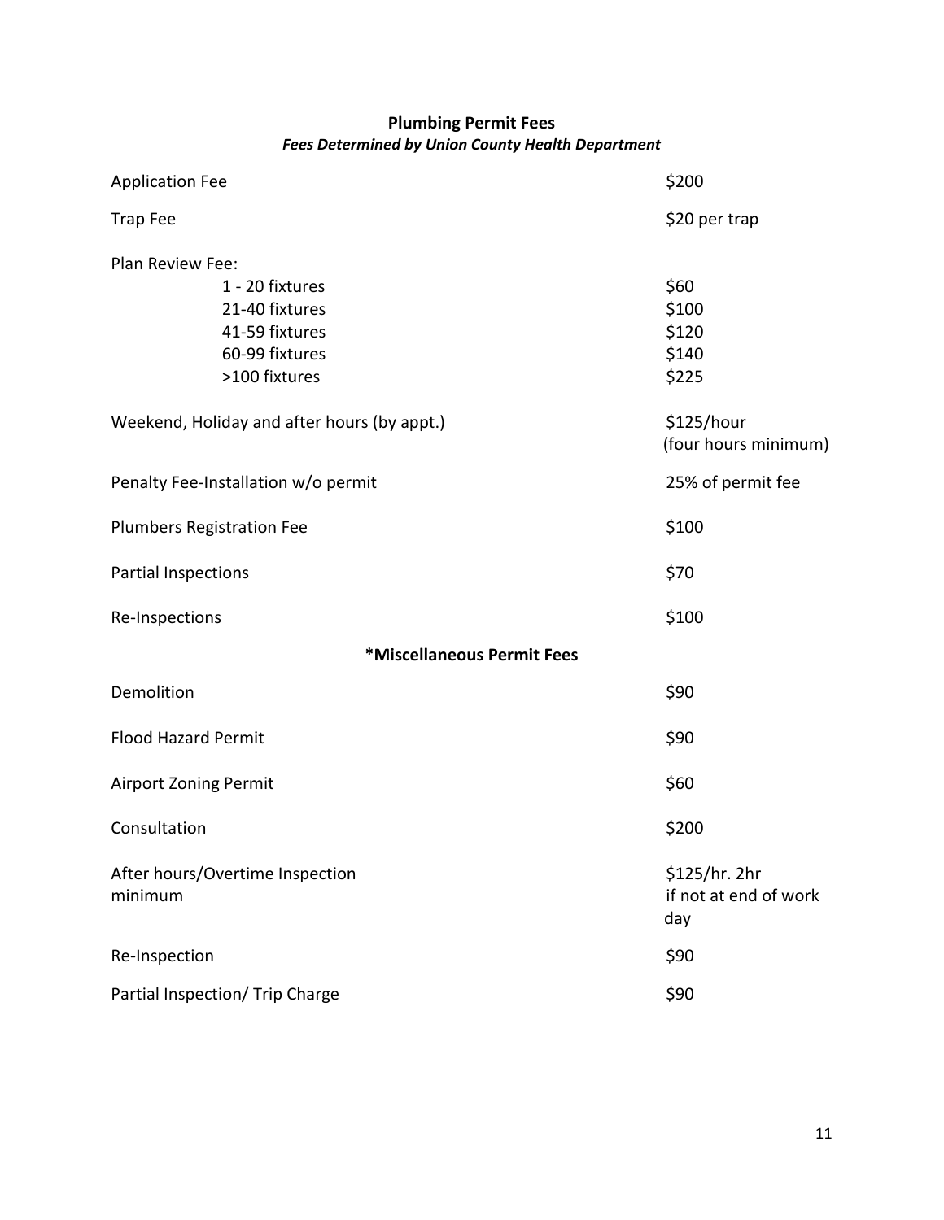## Plumbing Permit Fees

***Fees Determined by Union County Health Department***

| | |
|---|---|
| Application Fee | $200 |
| Trap Fee | $20 per trap |
| Plan Review Fee: | |
| 1 - 20 fixtures | $60 |
| 21-40 fixtures | $100 |
| 41-59 fixtures | $120 |
| 60-99 fixtures | $140 |
| >100 fixtures | $225 |
| Weekend, Holiday and after hours (by appt.) | $125/hour (four hours minimum) |
| Penalty Fee-Installation w/o permit | 25% of permit fee |
| Plumbers Registration Fee | $100 |
| Partial Inspections | $70 |
| Re-Inspections | $100 |

## *Miscellaneous Permit Fees

| | |
|---|---|
| Demolition | $90 |
| Flood Hazard Permit | $90 |
| Airport Zoning Permit | $60 |
| Consultation | $200 |
| After hours/Overtime Inspection minimum | $125/hr. 2hr if not at end of work day |
| Re-Inspection | $90 |
| Partial Inspection/ Trip Charge | $90 |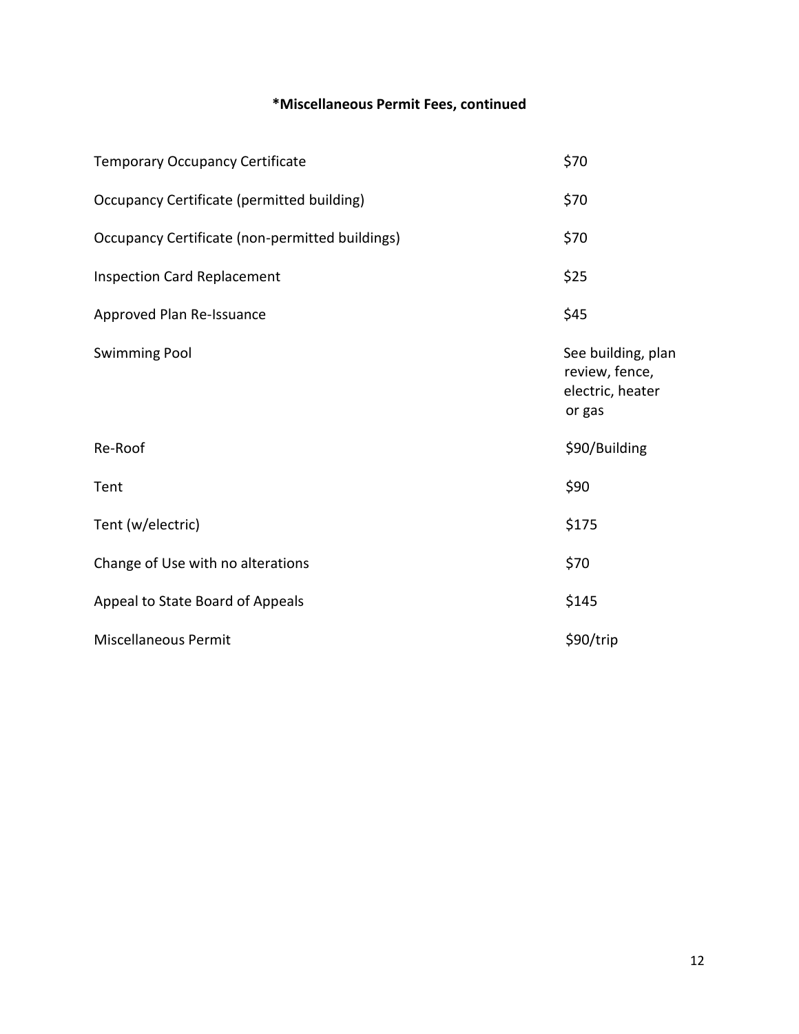**\*Miscellaneous Permit Fees, continued**

| | |
|---|---|
| Temporary Occupancy Certificate | $70 |
| Occupancy Certificate (permitted building) | $70 |
| Occupancy Certificate (non-permitted buildings) | $70 |
| Inspection Card Replacement | $25 |
| Approved Plan Re-Issuance | $45 |
| Swimming Pool | See building, plan review, fence, electric, heater or gas |
| Re-Roof | $90/Building |
| Tent | $90 |
| Tent (w/electric) | $175 |
| Change of Use with no alterations | $70 |
| Appeal to State Board of Appeals | $145 |
| Miscellaneous Permit | $90/trip |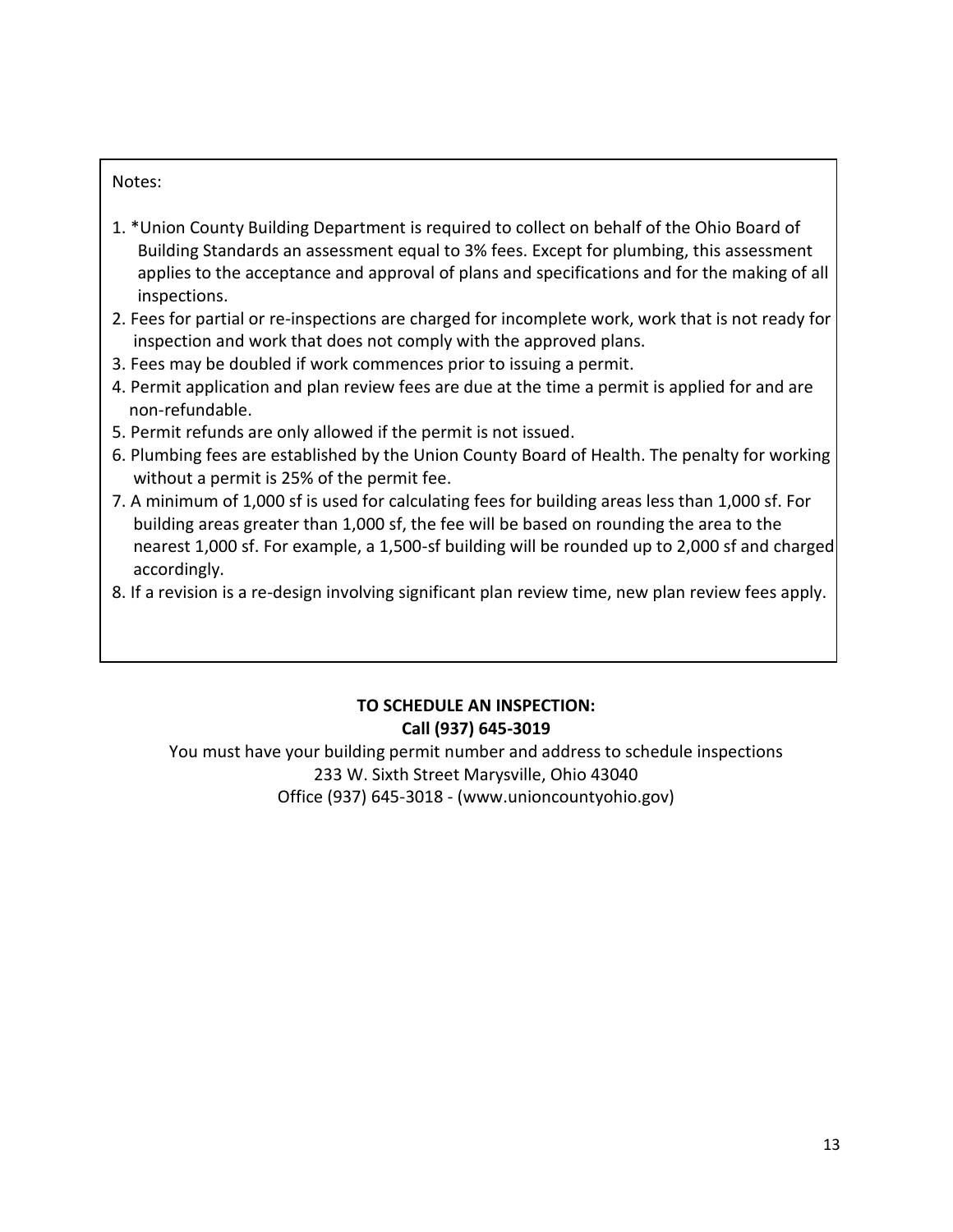Notes:

1. *Union County Building Department is required to collect on behalf of the Ohio Board of Building Standards an assessment equal to 3% fees. Except for plumbing, this assessment applies to the acceptance and approval of plans and specifications and for the making of all inspections.
2. Fees for partial or re-inspections are charged for incomplete work, work that is not ready for inspection and work that does not comply with the approved plans.
3. Fees may be doubled if work commences prior to issuing a permit.
4. Permit application and plan review fees are due at the time a permit is applied for and are non-refundable.
5. Permit refunds are only allowed if the permit is not issued.
6. Plumbing fees are established by the Union County Board of Health. The penalty for working without a permit is 25% of the permit fee.
7. A minimum of 1,000 sf is used for calculating fees for building areas less than 1,000 sf. For building areas greater than 1,000 sf, the fee will be based on rounding the area to the nearest 1,000 sf. For example, a 1,500-sf building will be rounded up to 2,000 sf and charged accordingly.
8. If a revision is a re-design involving significant plan review time, new plan review fees apply.

**TO SCHEDULE AN INSPECTION:**
**Call (937) 645-3019**

You must have your building permit number and address to schedule inspections
233 W. Sixth Street Marysville, Ohio 43040
Office (937) 645-3018 - (www.unioncountyohio.gov)